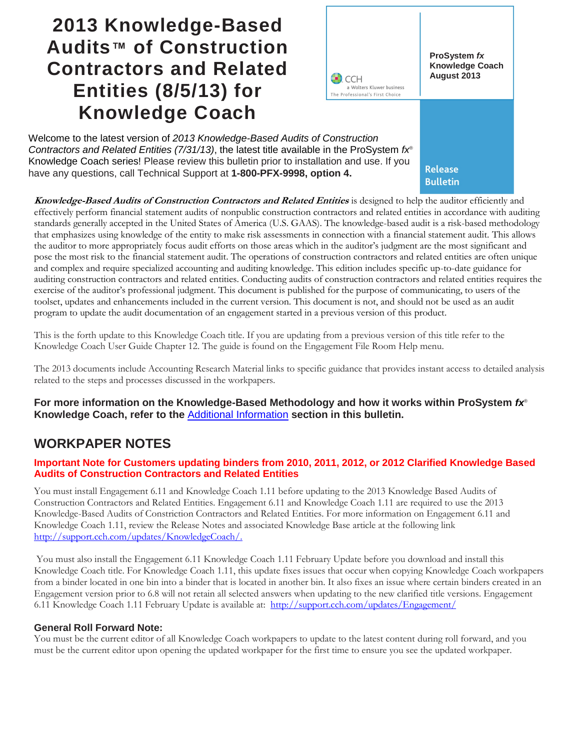# 2013 Knowledge-Based Audits™ of Construction Contractors and Related Entities (8/5/13) for Knowledge Coach

CCH a Wolters Kluwer business
The Professional's First Choice

**ProSystem *fx* Knowledge Coach August 2013**

**Release Bulletin**

Welcome to the latest version of *2013 Knowledge-Based Audits of Construction Contractors and Related Entities (7/31/13)*, the latest title available in the ProSystem *fx*® Knowledge Coach series! Please review this bulletin prior to installation and use. If you have any questions, call Technical Support at **1-800-PFX-9998, option 4.**

***Knowledge-Based Audits of Construction Contractors and Related Entities*** is designed to help the auditor efficiently and effectively perform financial statement audits of nonpublic construction contractors and related entities in accordance with auditing standards generally accepted in the United States of America (U.S. GAAS). The knowledge-based audit is a risk-based methodology that emphasizes using knowledge of the entity to make risk assessments in connection with a financial statement audit. This allows the auditor to more appropriately focus audit efforts on those areas which in the auditor's judgment are the most significant and pose the most risk to the financial statement audit. The operations of construction contractors and related entities are often unique and complex and require specialized accounting and auditing knowledge. This edition includes specific up-to-date guidance for auditing construction contractors and related entities. Conducting audits of construction contractors and related entities requires the exercise of the auditor's professional judgment. This document is published for the purpose of communicating, to users of the toolset, updates and enhancements included in the current version. This document is not, and should not be used as an audit program to update the audit documentation of an engagement started in a previous version of this product.

This is the forth update to this Knowledge Coach title. If you are updating from a previous version of this title refer to the Knowledge Coach User Guide Chapter 12. The guide is found on the Engagement File Room Help menu.

The 2013 documents include Accounting Research Material links to specific guidance that provides instant access to detailed analysis related to the steps and processes discussed in the workpapers.

**For more information on the Knowledge-Based Methodology and how it works within ProSystem *fx*® Knowledge Coach, refer to the Additional Information section in this bulletin.**

## WORKPAPER NOTES

### Important Note for Customers updating binders from 2010, 2011, 2012, or 2012 Clarified Knowledge Based Audits of Construction Contractors and Related Entities

You must install Engagement 6.11 and Knowledge Coach 1.11 before updating to the 2013 Knowledge Based Audits of Construction Contractors and Related Entities. Engagement 6.11 and Knowledge Coach 1.11 are required to use the 2013 Knowledge-Based Audits of Constriction Contractors and Related Entities. For more information on Engagement 6.11 and Knowledge Coach 1.11, review the Release Notes and associated Knowledge Base article at the following link http://support.cch.com/updates/KnowledgeCoach/.

You must also install the Engagement 6.11 Knowledge Coach 1.11 February Update before you download and install this Knowledge Coach title. For Knowledge Coach 1.11, this update fixes issues that occur when copying Knowledge Coach workpapers from a binder located in one bin into a binder that is located in another bin. It also fixes an issue where certain binders created in an Engagement version prior to 6.8 will not retain all selected answers when updating to the new clarified title versions. Engagement 6.11 Knowledge Coach 1.11 February Update is available at: http://support.cch.com/updates/Engagement/

#### General Roll Forward Note:

You must be the current editor of all Knowledge Coach workpapers to update to the latest content during roll forward, and you must be the current editor upon opening the updated workpaper for the first time to ensure you see the updated workpaper.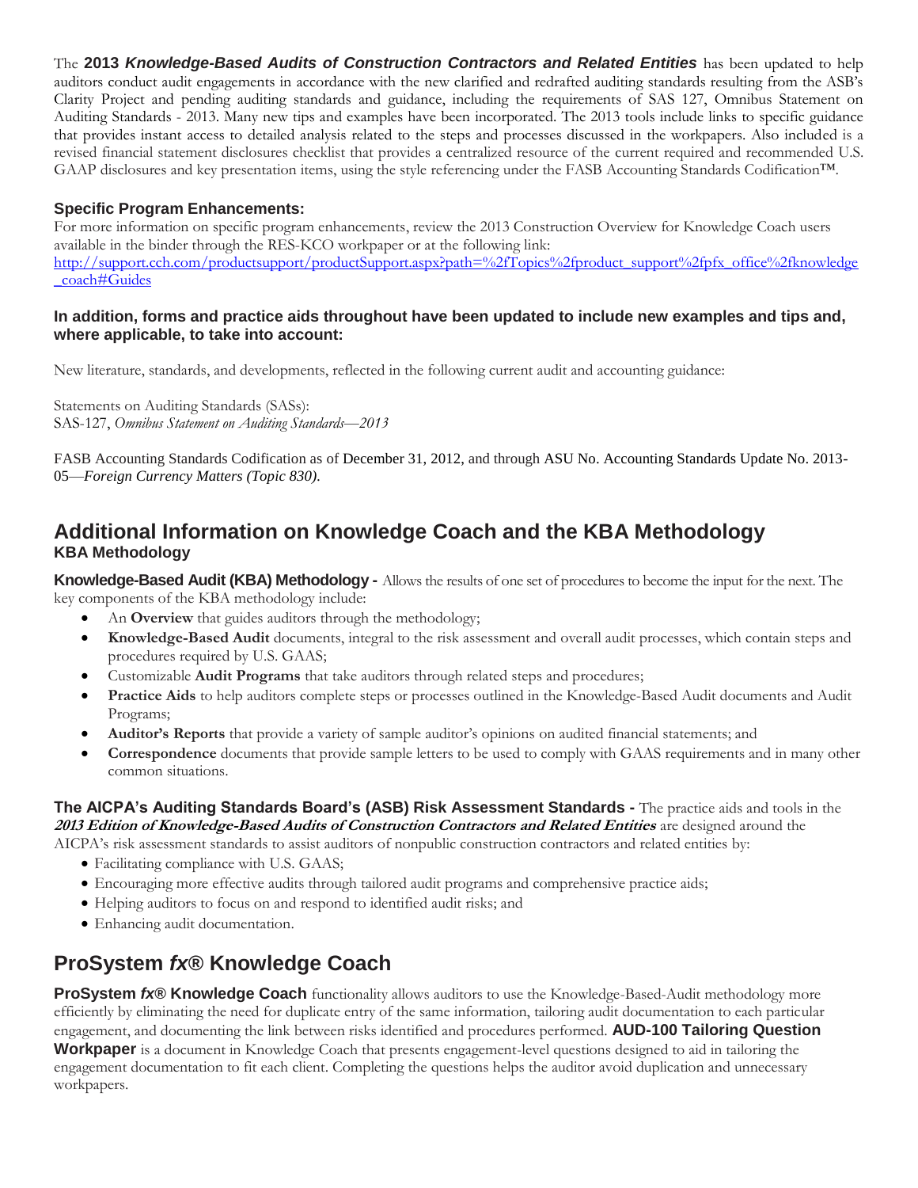The **2013 *Knowledge-Based Audits of Construction Contractors and Related Entities*** has been updated to help auditors conduct audit engagements in accordance with the new clarified and redrafted auditing standards resulting from the ASB's Clarity Project and pending auditing standards and guidance, including the requirements of SAS 127, Omnibus Statement on Auditing Standards - 2013. Many new tips and examples have been incorporated. The 2013 tools include links to specific guidance that provides instant access to detailed analysis related to the steps and processes discussed in the workpapers. Also included is a revised financial statement disclosures checklist that provides a centralized resource of the current required and recommended U.S. GAAP disclosures and key presentation items, using the style referencing under the FASB Accounting Standards Codification™.

### Specific Program Enhancements:

For more information on specific program enhancements, review the 2013 Construction Overview for Knowledge Coach users available in the binder through the RES-KCO workpaper or at the following link: [http://support.cch.com/productsupport/productSupport.aspx?path=%2fTopics%2fproduct_support%2fpfx_office%2fknowledge_coach#Guides](http://support.cch.com/productsupport/productSupport.aspx?path=%2fTopics%2fproduct_support%2fpfx_office%2fknowledge_coach#Guides)

**In addition, forms and practice aids throughout have been updated to include new examples and tips and, where applicable, to take into account:**

New literature, standards, and developments, reflected in the following current audit and accounting guidance:

Statements on Auditing Standards (SASs):
SAS-127, *Omnibus Statement on Auditing Standards—2013*

FASB Accounting Standards Codification as of December 31, 2012, and through ASU No. Accounting Standards Update No. 2013-05—*Foreign Currency Matters (Topic 830)*.

## Additional Information on Knowledge Coach and the KBA Methodology

### KBA Methodology

**Knowledge-Based Audit (KBA) Methodology -** Allows the results of one set of procedures to become the input for the next. The key components of the KBA methodology include:

- An **Overview** that guides auditors through the methodology;
- **Knowledge-Based Audit** documents, integral to the risk assessment and overall audit processes, which contain steps and procedures required by U.S. GAAS;
- Customizable **Audit Programs** that take auditors through related steps and procedures;
- **Practice Aids** to help auditors complete steps or processes outlined in the Knowledge-Based Audit documents and Audit Programs;
- **Auditor's Reports** that provide a variety of sample auditor's opinions on audited financial statements; and
- **Correspondence** documents that provide sample letters to be used to comply with GAAS requirements and in many other common situations.

**The AICPA's Auditing Standards Board's (ASB) Risk Assessment Standards -** The practice aids and tools in the ***2013 Edition of Knowledge-Based Audits of Construction Contractors and Related Entities*** are designed around the AICPA's risk assessment standards to assist auditors of nonpublic construction contractors and related entities by:

- Facilitating compliance with U.S. GAAS;
- Encouraging more effective audits through tailored audit programs and comprehensive practice aids;
- Helping auditors to focus on and respond to identified audit risks; and
- Enhancing audit documentation.

## ProSystem *fx*® Knowledge Coach

**ProSystem *fx*® Knowledge Coach** functionality allows auditors to use the Knowledge-Based-Audit methodology more efficiently by eliminating the need for duplicate entry of the same information, tailoring audit documentation to each particular engagement, and documenting the link between risks identified and procedures performed. **AUD-100 Tailoring Question Workpaper** is a document in Knowledge Coach that presents engagement-level questions designed to aid in tailoring the engagement documentation to fit each client. Completing the questions helps the auditor avoid duplication and unnecessary workpapers.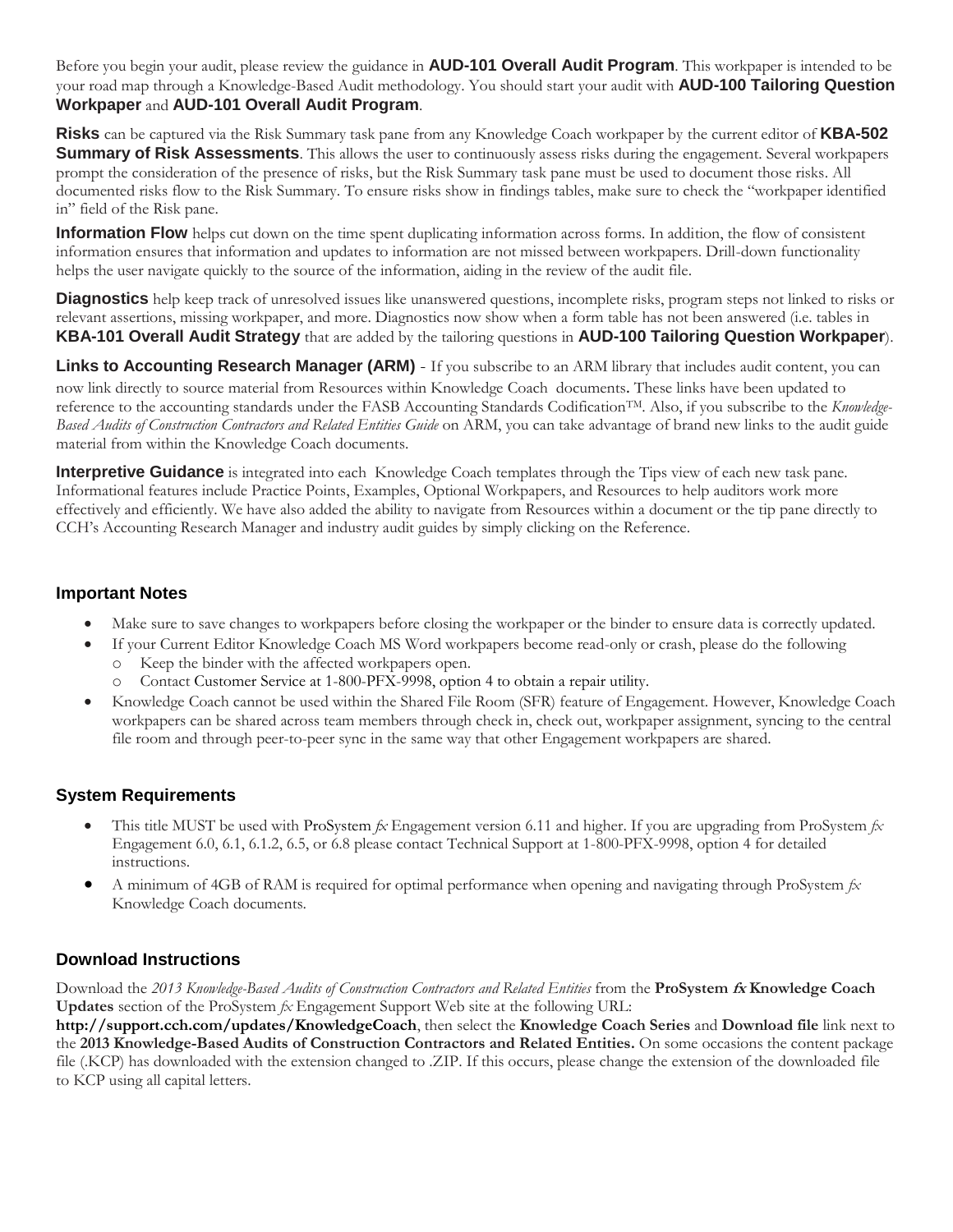Before you begin your audit, please review the guidance in **AUD-101 Overall Audit Program**. This workpaper is intended to be your road map through a Knowledge-Based Audit methodology. You should start your audit with **AUD-100 Tailoring Question Workpaper** and **AUD-101 Overall Audit Program**.

**Risks** can be captured via the Risk Summary task pane from any Knowledge Coach workpaper by the current editor of **KBA-502 Summary of Risk Assessments**. This allows the user to continuously assess risks during the engagement. Several workpapers prompt the consideration of the presence of risks, but the Risk Summary task pane must be used to document those risks. All documented risks flow to the Risk Summary. To ensure risks show in findings tables, make sure to check the "workpaper identified in" field of the Risk pane.

**Information Flow** helps cut down on the time spent duplicating information across forms. In addition, the flow of consistent information ensures that information and updates to information are not missed between workpapers. Drill-down functionality helps the user navigate quickly to the source of the information, aiding in the review of the audit file.

**Diagnostics** help keep track of unresolved issues like unanswered questions, incomplete risks, program steps not linked to risks or relevant assertions, missing workpaper, and more. Diagnostics now show when a form table has not been answered (i.e. tables in **KBA-101 Overall Audit Strategy** that are added by the tailoring questions in **AUD-100 Tailoring Question Workpaper**).

**Links to Accounting Research Manager (ARM)** - If you subscribe to an ARM library that includes audit content, you can now link directly to source material from Resources within Knowledge Coach documents. These links have been updated to reference to the accounting standards under the FASB Accounting Standards Codification™. Also, if you subscribe to the *Knowledge-Based Audits of Construction Contractors and Related Entities Guide* on ARM, you can take advantage of brand new links to the audit guide material from within the Knowledge Coach documents.

**Interpretive Guidance** is integrated into each Knowledge Coach templates through the Tips view of each new task pane. Informational features include Practice Points, Examples, Optional Workpapers, and Resources to help auditors work more effectively and efficiently. We have also added the ability to navigate from Resources within a document or the tip pane directly to CCH's Accounting Research Manager and industry audit guides by simply clicking on the Reference.

## Important Notes

- Make sure to save changes to workpapers before closing the workpaper or the binder to ensure data is correctly updated.
- If your Current Editor Knowledge Coach MS Word workpapers become read-only or crash, please do the following
  - Keep the binder with the affected workpapers open.
  - Contact Customer Service at 1-800-PFX-9998, option 4 to obtain a repair utility.
- Knowledge Coach cannot be used within the Shared File Room (SFR) feature of Engagement. However, Knowledge Coach workpapers can be shared across team members through check in, check out, workpaper assignment, syncing to the central file room and through peer-to-peer sync in the same way that other Engagement workpapers are shared.

## System Requirements

- This title MUST be used with ProSystem *fx* Engagement version 6.11 and higher. If you are upgrading from ProSystem *fx* Engagement 6.0, 6.1, 6.1.2, 6.5, or 6.8 please contact Technical Support at 1-800-PFX-9998, option 4 for detailed instructions.
- A minimum of 4GB of RAM is required for optimal performance when opening and navigating through ProSystem *fx* Knowledge Coach documents.

## Download Instructions

Download the *2013 Knowledge-Based Audits of Construction Contractors and Related Entities* from the **ProSystem *fx* Knowledge Coach Updates** section of the ProSystem *fx* Engagement Support Web site at the following URL: **http://support.cch.com/updates/KnowledgeCoach**, then select the **Knowledge Coach Series** and **Download file** link next to the **2013 Knowledge-Based Audits of Construction Contractors and Related Entities.** On some occasions the content package file (.KCP) has downloaded with the extension changed to .ZIP. If this occurs, please change the extension of the downloaded file to KCP using all capital letters.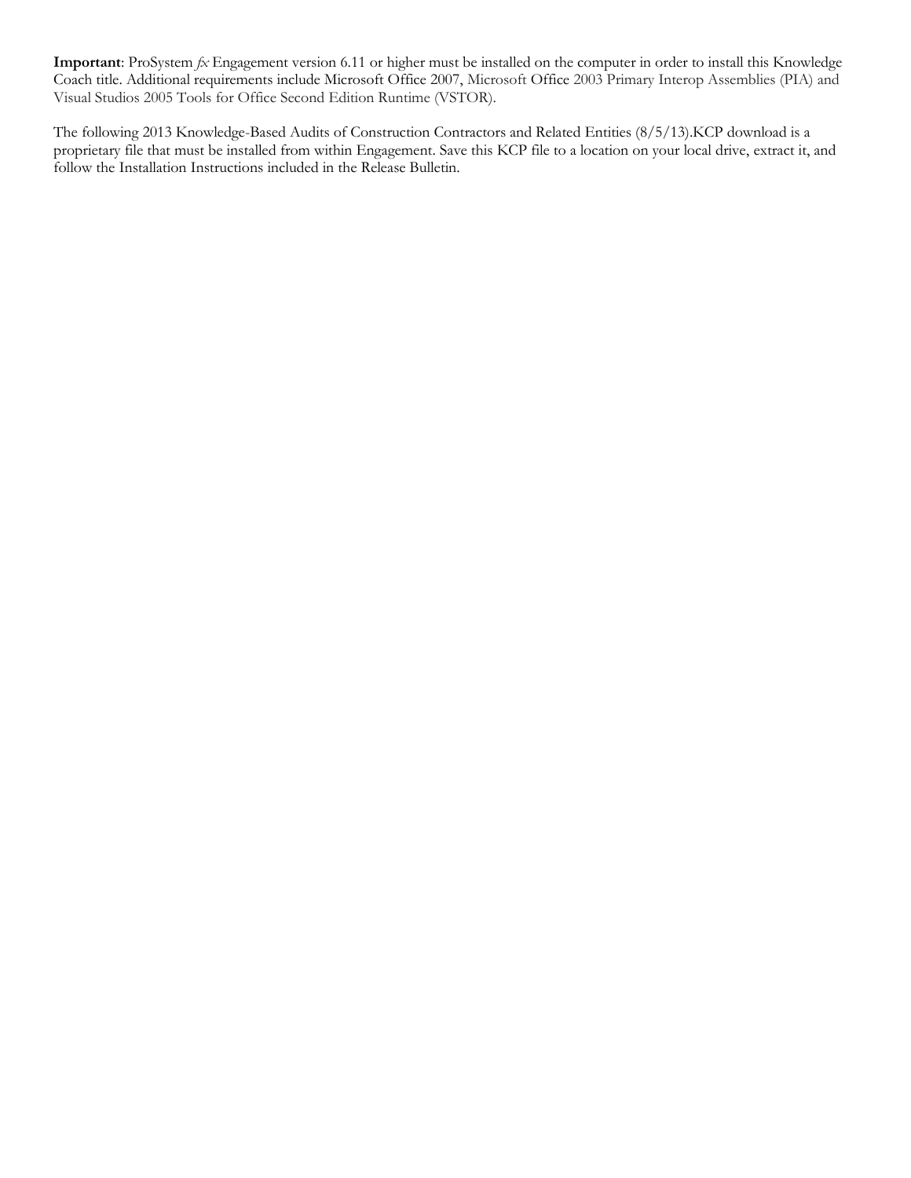**Important**: ProSystem *fx* Engagement version 6.11 or higher must be installed on the computer in order to install this Knowledge Coach title. Additional requirements include Microsoft Office 2007, Microsoft Office 2003 Primary Interop Assemblies (PIA) and Visual Studios 2005 Tools for Office Second Edition Runtime (VSTOR).

The following 2013 Knowledge-Based Audits of Construction Contractors and Related Entities (8/5/13).KCP download is a proprietary file that must be installed from within Engagement. Save this KCP file to a location on your local drive, extract it, and follow the Installation Instructions included in the Release Bulletin.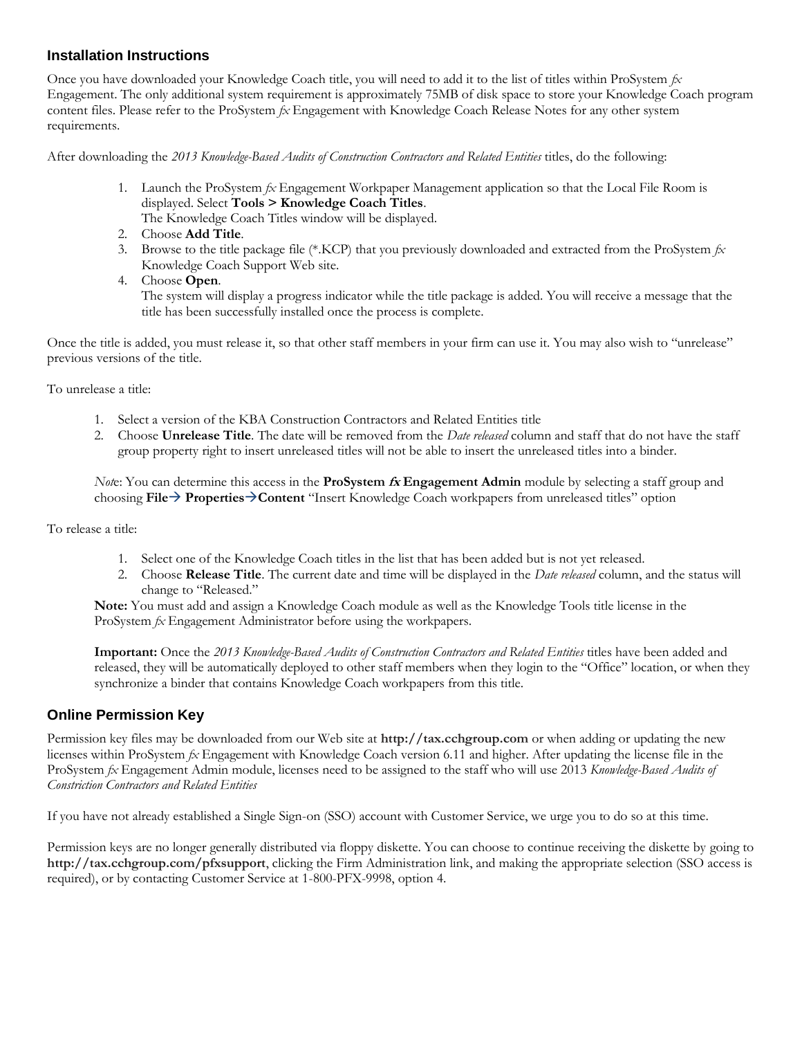## Installation Instructions

Once you have downloaded your Knowledge Coach title, you will need to add it to the list of titles within ProSystem *fx* Engagement. The only additional system requirement is approximately 75MB of disk space to store your Knowledge Coach program content files. Please refer to the ProSystem *fx* Engagement with Knowledge Coach Release Notes for any other system requirements.

After downloading the *2013 Knowledge-Based Audits of Construction Contractors and Related Entities* titles, do the following:

1. Launch the ProSystem *fx* Engagement Workpaper Management application so that the Local File Room is displayed. Select **Tools > Knowledge Coach Titles**.
   The Knowledge Coach Titles window will be displayed.
2. Choose **Add Title**.
3. Browse to the title package file (*.KCP) that you previously downloaded and extracted from the ProSystem *fx* Knowledge Coach Support Web site.
4. Choose **Open**.
   The system will display a progress indicator while the title package is added. You will receive a message that the title has been successfully installed once the process is complete.

Once the title is added, you must release it, so that other staff members in your firm can use it. You may also wish to "unrelease" previous versions of the title.

To unrelease a title:

1. Select a version of the KBA Construction Contractors and Related Entities title
2. Choose **Unrelease Title**. The date will be removed from the *Date released* column and staff that do not have the staff group property right to insert unreleased titles will not be able to insert the unreleased titles into a binder.

*Note*: You can determine this access in the **ProSystem *fx* Engagement Admin** module by selecting a staff group and choosing **File→ Properties→Content** "Insert Knowledge Coach workpapers from unreleased titles" option

To release a title:

1. Select one of the Knowledge Coach titles in the list that has been added but is not yet released.
2. Choose **Release Title**. The current date and time will be displayed in the *Date released* column, and the status will change to "Released."

**Note:** You must add and assign a Knowledge Coach module as well as the Knowledge Tools title license in the ProSystem *fx* Engagement Administrator before using the workpapers.

**Important:** Once the *2013 Knowledge-Based Audits of Construction Contractors and Related Entities* titles have been added and released, they will be automatically deployed to other staff members when they login to the "Office" location, or when they synchronize a binder that contains Knowledge Coach workpapers from this title.

## Online Permission Key

Permission key files may be downloaded from our Web site at **http://tax.cchgroup.com** or when adding or updating the new licenses within ProSystem *fx* Engagement with Knowledge Coach version 6.11 and higher. After updating the license file in the ProSystem *fx* Engagement Admin module, licenses need to be assigned to the staff who will use 2013 *Knowledge-Based Audits of Constriction Contractors and Related Entities*

If you have not already established a Single Sign-on (SSO) account with Customer Service, we urge you to do so at this time.

Permission keys are no longer generally distributed via floppy diskette. You can choose to continue receiving the diskette by going to **http://tax.cchgroup.com/pfxsupport**, clicking the Firm Administration link, and making the appropriate selection (SSO access is required), or by contacting Customer Service at 1-800-PFX-9998, option 4.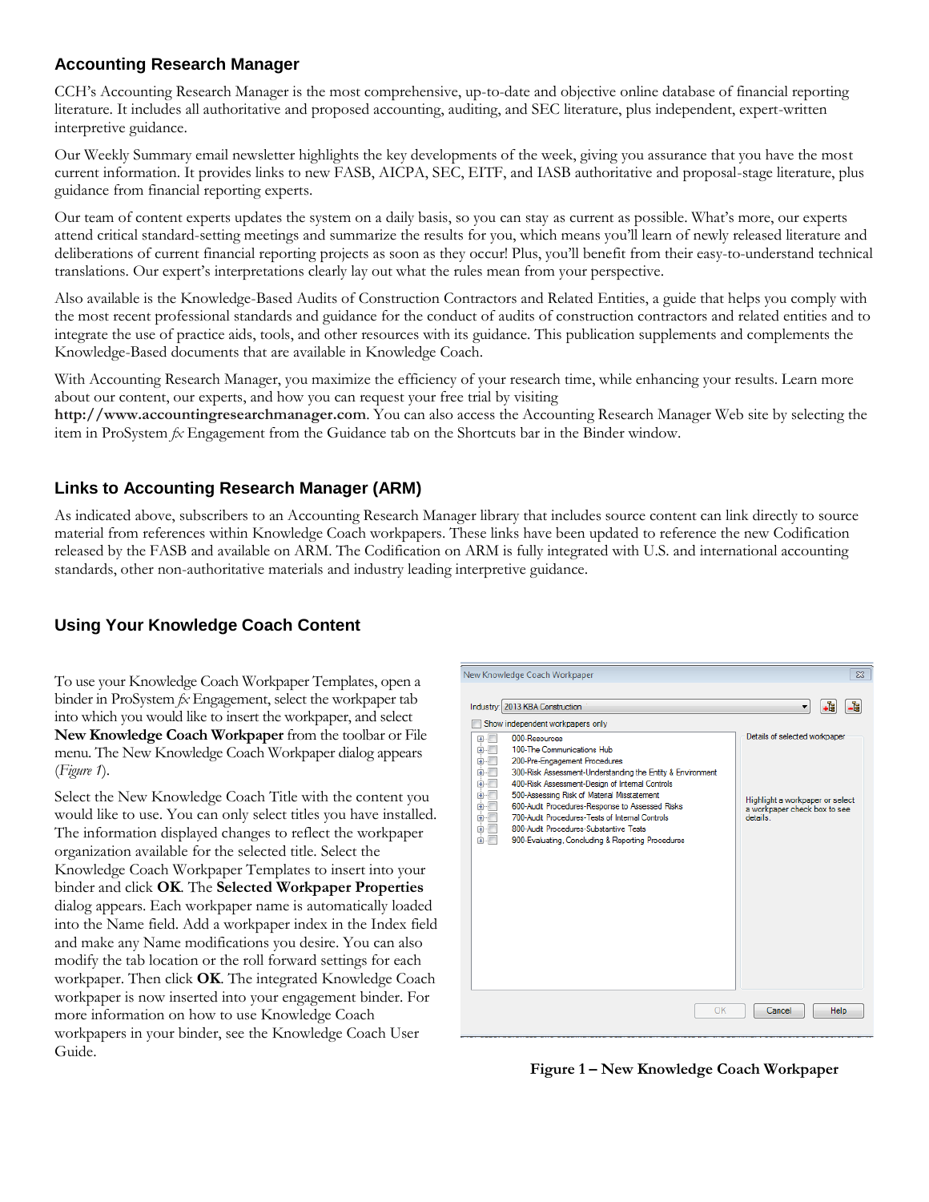## Accounting Research Manager

CCH's Accounting Research Manager is the most comprehensive, up-to-date and objective online database of financial reporting literature. It includes all authoritative and proposed accounting, auditing, and SEC literature, plus independent, expert-written interpretive guidance.

Our Weekly Summary email newsletter highlights the key developments of the week, giving you assurance that you have the most current information. It provides links to new FASB, AICPA, SEC, EITF, and IASB authoritative and proposal-stage literature, plus guidance from financial reporting experts.

Our team of content experts updates the system on a daily basis, so you can stay as current as possible. What's more, our experts attend critical standard-setting meetings and summarize the results for you, which means you'll learn of newly released literature and deliberations of current financial reporting projects as soon as they occur! Plus, you'll benefit from their easy-to-understand technical translations. Our expert's interpretations clearly lay out what the rules mean from your perspective.

Also available is the Knowledge-Based Audits of Construction Contractors and Related Entities, a guide that helps you comply with the most recent professional standards and guidance for the conduct of audits of construction contractors and related entities and to integrate the use of practice aids, tools, and other resources with its guidance. This publication supplements and complements the Knowledge-Based documents that are available in Knowledge Coach.

With Accounting Research Manager, you maximize the efficiency of your research time, while enhancing your results. Learn more about our content, our experts, and how you can request your free trial by visiting **http://www.accountingresearchmanager.com**. You can also access the Accounting Research Manager Web site by selecting the item in ProSystem *fx* Engagement from the Guidance tab on the Shortcuts bar in the Binder window.

## Links to Accounting Research Manager (ARM)

As indicated above, subscribers to an Accounting Research Manager library that includes source content can link directly to source material from references within Knowledge Coach workpapers. These links have been updated to reference the new Codification released by the FASB and available on ARM. The Codification on ARM is fully integrated with U.S. and international accounting standards, other non-authoritative materials and industry leading interpretive guidance.

## Using Your Knowledge Coach Content

To use your Knowledge Coach Workpaper Templates, open a binder in ProSystem *fx* Engagement, select the workpaper tab into which you would like to insert the workpaper, and select **New Knowledge Coach Workpaper** from the toolbar or File menu. The New Knowledge Coach Workpaper dialog appears (*Figure 1*).

Select the New Knowledge Coach Title with the content you would like to use. You can only select titles you have installed. The information displayed changes to reflect the workpaper organization available for the selected title. Select the Knowledge Coach Workpaper Templates to insert into your binder and click **OK**. The **Selected Workpaper Properties** dialog appears. Each workpaper name is automatically loaded into the Name field. Add a workpaper index in the Index field and make any Name modifications you desire. You can also modify the tab location or the roll forward settings for each workpaper. Then click **OK**. The integrated Knowledge Coach workpaper is now inserted into your engagement binder. For more information on how to use Knowledge Coach workpapers in your binder, see the Knowledge Coach User Guide.

**Figure 1 – New Knowledge Coach Workpaper**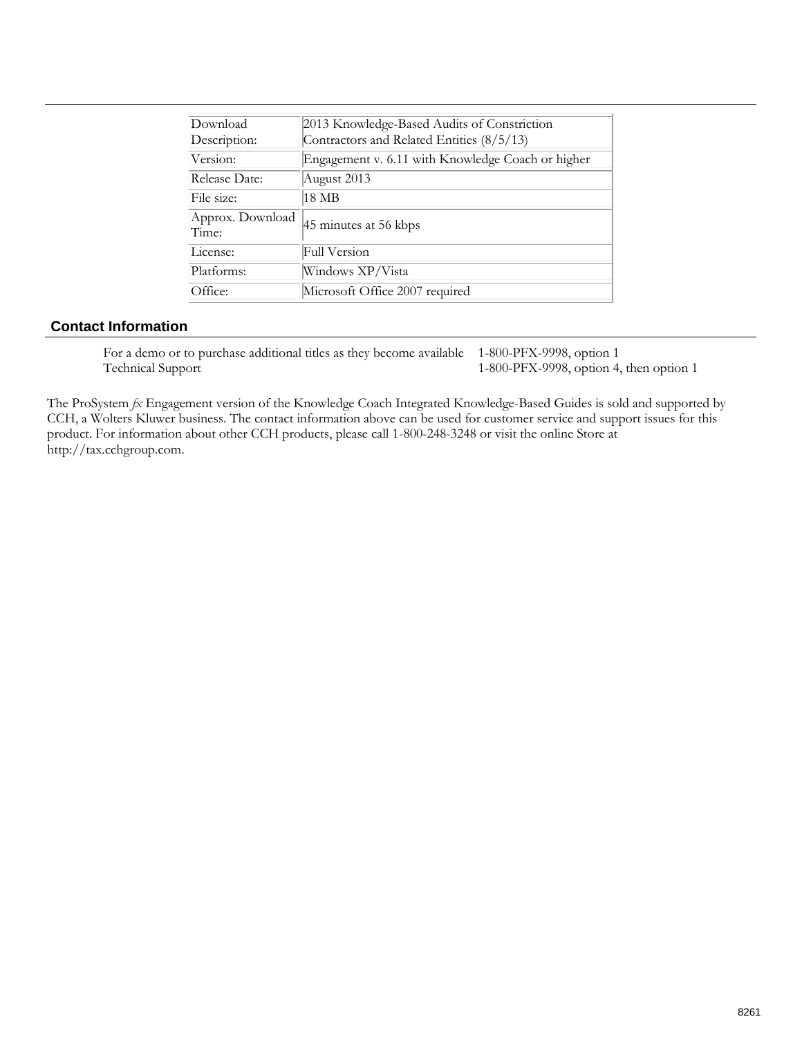| | |
|---|---|
| Download Description: | 2013 Knowledge-Based Audits of Constriction Contractors and Related Entities (8/5/13) |
| Version: | Engagement v. 6.11 with Knowledge Coach or higher |
| Release Date: | August 2013 |
| File size: | 18 MB |
| Approx. Download Time: | 45 minutes at 56 kbps |
| License: | Full Version |
| Platforms: | Windows XP/Vista |
| Office: | Microsoft Office 2007 required |

## Contact Information

| | |
|---|---|
| For a demo or to purchase additional titles as they become available | 1-800-PFX-9998, option 1 |
| Technical Support | 1-800-PFX-9998, option 4, then option 1 |

The ProSystem *fx* Engagement version of the Knowledge Coach Integrated Knowledge-Based Guides is sold and supported by CCH, a Wolters Kluwer business. The contact information above can be used for customer service and support issues for this product. For information about other CCH products, please call 1-800-248-3248 or visit the online Store at http://tax.cchgroup.com.